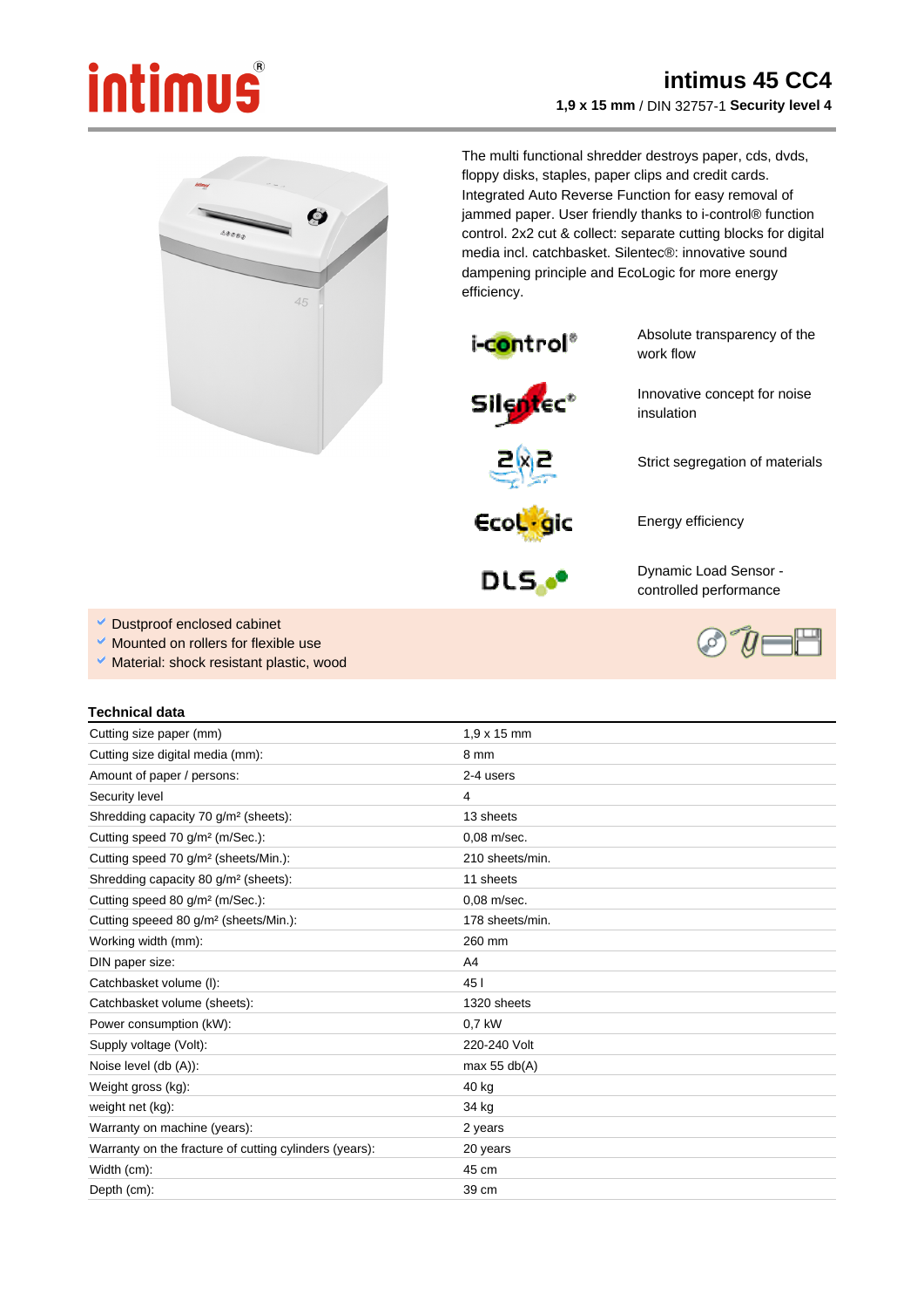# intimus 45 CC4

**1,9 x 15 mm** / DIN 32757-1 **Security level 4**

The multi functional shredder destroys paper, cds, dvds, floppy disks, staples, paper clips and credit cards. Integrated Auto Reverse Function for easy removal of jammed paper. User friendly thanks to i-control® function control. 2x2 cut & collect: separate cutting blocks for digital media incl. catchbasket. Silentec®: innovative sound dampening principle and EcoLogic for more energy efficiency.

| | |
|---|---|
| i-control® | Absolute transparency of the work flow |
| Silentec® | Innovative concept for noise insulation |
| 2x2 | Strict segregation of materials |
| EcoLogic | Energy efficiency |
| DLS | Dynamic Load Sensor - controlled performance |

- Dustproof enclosed cabinet
- Mounted on rollers for flexible use
- Material: shock resistant plastic, wood

## Technical data

| | |
|---|---|
| Cutting size paper (mm) | 1,9 x 15 mm |
| Cutting size digital media (mm): | 8 mm |
| Amount of paper / persons: | 2-4 users |
| Security level | 4 |
| Shredding capacity 70 g/m² (sheets): | 13 sheets |
| Cutting speed 70 g/m² (m/Sec.): | 0,08 m/sec. |
| Cutting speed 70 g/m² (sheets/Min.): | 210 sheets/min. |
| Shredding capacity 80 g/m² (sheets): | 11 sheets |
| Cutting speed 80 g/m² (m/Sec.): | 0,08 m/sec. |
| Cutting speeed 80 g/m² (sheets/Min.): | 178 sheets/min. |
| Working width (mm): | 260 mm |
| DIN paper size: | A4 |
| Catchbasket volume (l): | 45 l |
| Catchbasket volume (sheets): | 1320 sheets |
| Power consumption (kW): | 0,7 kW |
| Supply voltage (Volt): | 220-240 Volt |
| Noise level (db (A)): | max 55 db(A) |
| Weight gross (kg): | 40 kg |
| weight net (kg): | 34 kg |
| Warranty on machine (years): | 2 years |
| Warranty on the fracture of cutting cylinders (years): | 20 years |
| Width (cm): | 45 cm |
| Depth (cm): | 39 cm |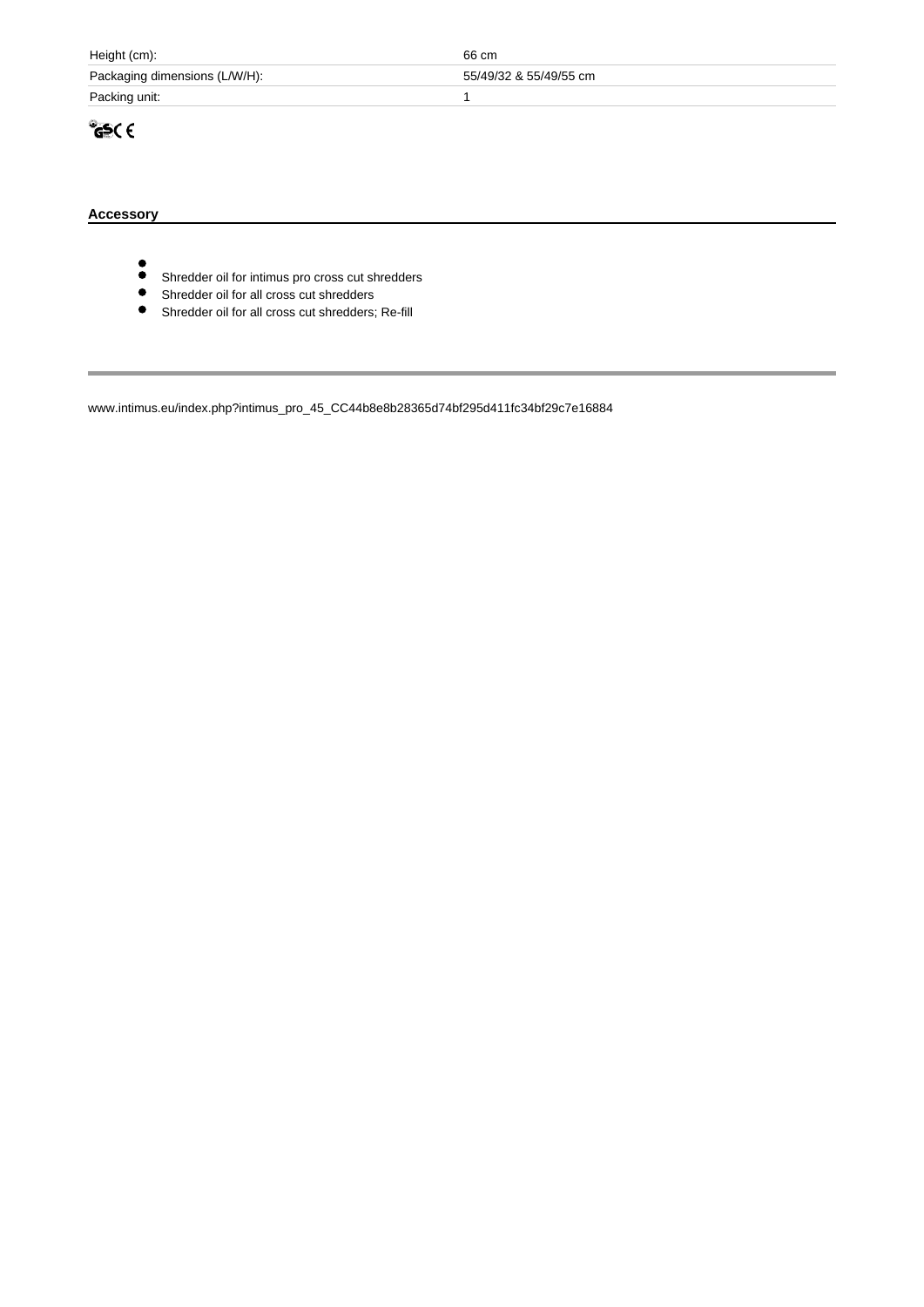| | |
|---|---|
| Height (cm): | 66 cm |
| Packaging dimensions (L/W/H): | 55/49/32 & 55/49/55 cm |
| Packing unit: | 1 |

GS CE

**Accessory**

- 
- Shredder oil for intimus pro cross cut shredders
- Shredder oil for all cross cut shredders
- Shredder oil for all cross cut shredders; Re-fill

www.intimus.eu/index.php?intimus_pro_45_CC44b8e8b28365d74bf295d411fc34bf29c7e16884